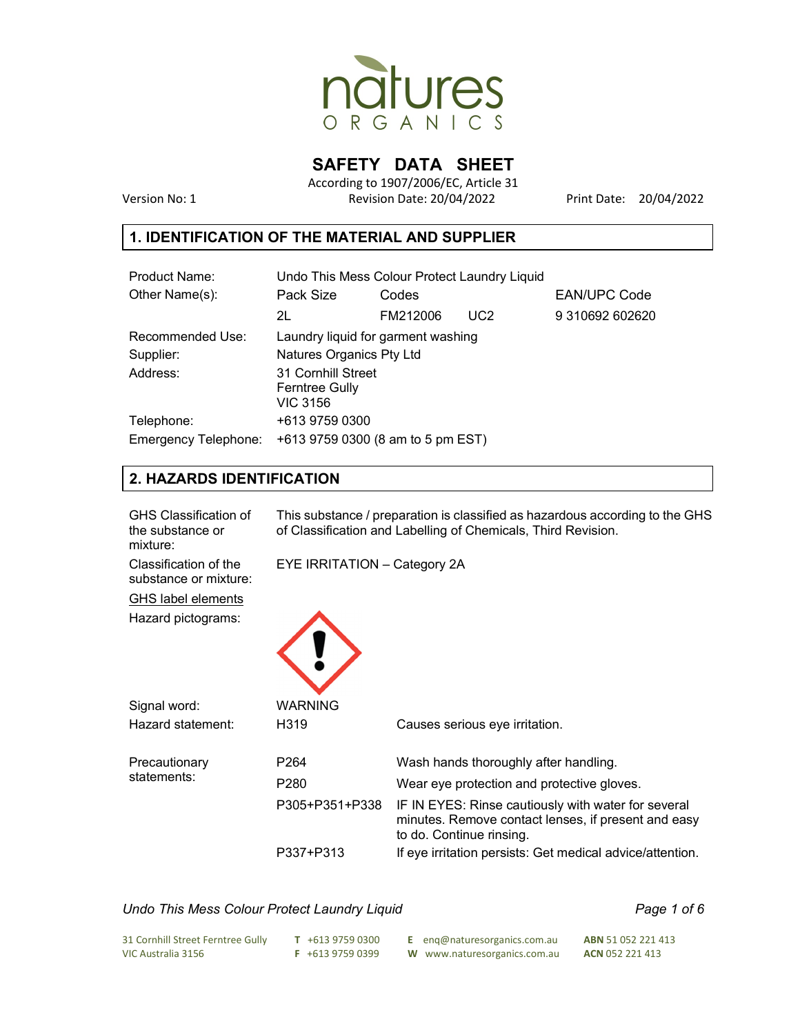# SAFETY DATA SHEET

According to 1907/2006/EC, Article 31

Version No: 1 | Revision Date: 20/04/2022 | Print Date: 20/04/2022

## 1. IDENTIFICATION OF THE MATERIAL AND SUPPLIER

| | | | | |
|---|---|---|---|---|
| Product Name: | Undo This Mess Colour Protect Laundry Liquid | | | |
| Other Name(s): | Pack Size | Codes | | EAN/UPC Code |
| | 2L | FM212006 | UC2 | 9 310692 602620 |
| Recommended Use: | Laundry liquid for garment washing | | | |
| Supplier: | Natures Organics Pty Ltd | | | |
| Address: | 31 Cornhill Street<br>Ferntree Gully<br>VIC 3156 | | | |
| Telephone: | +613 9759 0300 | | | |
| Emergency Telephone: | +613 9759 0300 (8 am to 5 pm EST) | | | |

## 2. HAZARDS IDENTIFICATION

**GHS Classification of the substance or mixture:** This substance / preparation is classified as hazardous according to the GHS of Classification and Labelling of Chemicals, Third Revision.

**Classification of the substance or mixture:** EYE IRRITATION – Category 2A

GHS label elements

**Hazard pictograms:**

**Signal word:** WARNING

**Hazard statement:**

| | |
|---|---|
| H319 | Causes serious eye irritation. |

**Precautionary statements:**

| | |
|---|---|
| P264 | Wash hands thoroughly after handling. |
| P280 | Wear eye protection and protective gloves. |
| P305+P351+P338 | IF IN EYES: Rinse cautiously with water for several minutes. Remove contact lenses, if present and easy to do. Continue rinsing. |
| P337+P313 | If eye irritation persists: Get medical advice/attention. |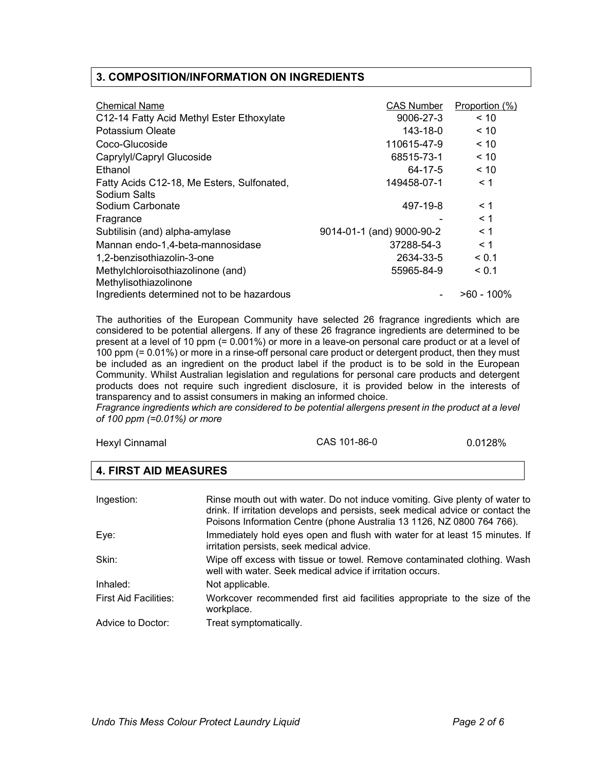## 3. COMPOSITION/INFORMATION ON INGREDIENTS

| Chemical Name | CAS Number | Proportion (%) |
|---|---|---|
| C12-14 Fatty Acid Methyl Ester Ethoxylate | 9006-27-3 | < 10 |
| Potassium Oleate | 143-18-0 | < 10 |
| Coco-Glucoside | 110615-47-9 | < 10 |
| Caprylyl/Capryl Glucoside | 68515-73-1 | < 10 |
| Ethanol | 64-17-5 | < 10 |
| Fatty Acids C12-18, Me Esters, Sulfonated, Sodium Salts | 149458-07-1 | < 1 |
| Sodium Carbonate | 497-19-8 | < 1 |
| Fragrance | - | < 1 |
| Subtilisin (and) alpha-amylase | 9014-01-1 (and) 9000-90-2 | < 1 |
| Mannan endo-1,4-beta-mannosidase | 37288-54-3 | < 1 |
| 1,2-benzisothiazolin-3-one | 2634-33-5 | < 0.1 |
| Methylchloroisothiazolinone (and) Methylisothiazolinone | 55965-84-9 | < 0.1 |
| Ingredients determined not to be hazardous | - | >60 - 100% |

The authorities of the European Community have selected 26 fragrance ingredients which are considered to be potential allergens. If any of these 26 fragrance ingredients are determined to be present at a level of 10 ppm (= 0.001%) or more in a leave-on personal care product or at a level of 100 ppm (= 0.01%) or more in a rinse-off personal care product or detergent product, then they must be included as an ingredient on the product label if the product is to be sold in the European Community. Whilst Australian legislation and regulations for personal care products and detergent products does not require such ingredient disclosure, it is provided below in the interests of transparency and to assist consumers in making an informed choice.

*Fragrance ingredients which are considered to be potential allergens present in the product at a level of 100 ppm (=0.01%) or more*

| Hexyl Cinnamal | CAS 101-86-0 | 0.0128% |
|---|---|---|

## 4. FIRST AID MEASURES

| | |
|---|---|
| Ingestion: | Rinse mouth out with water. Do not induce vomiting. Give plenty of water to drink. If irritation develops and persists, seek medical advice or contact the Poisons Information Centre (phone Australia 13 1126, NZ 0800 764 766). |
| Eye: | Immediately hold eyes open and flush with water for at least 15 minutes. If irritation persists, seek medical advice. |
| Skin: | Wipe off excess with tissue or towel. Remove contaminated clothing. Wash well with water. Seek medical advice if irritation occurs. |
| Inhaled: | Not applicable. |
| First Aid Facilities: | Workcover recommended first aid facilities appropriate to the size of the workplace. |
| Advice to Doctor: | Treat symptomatically. |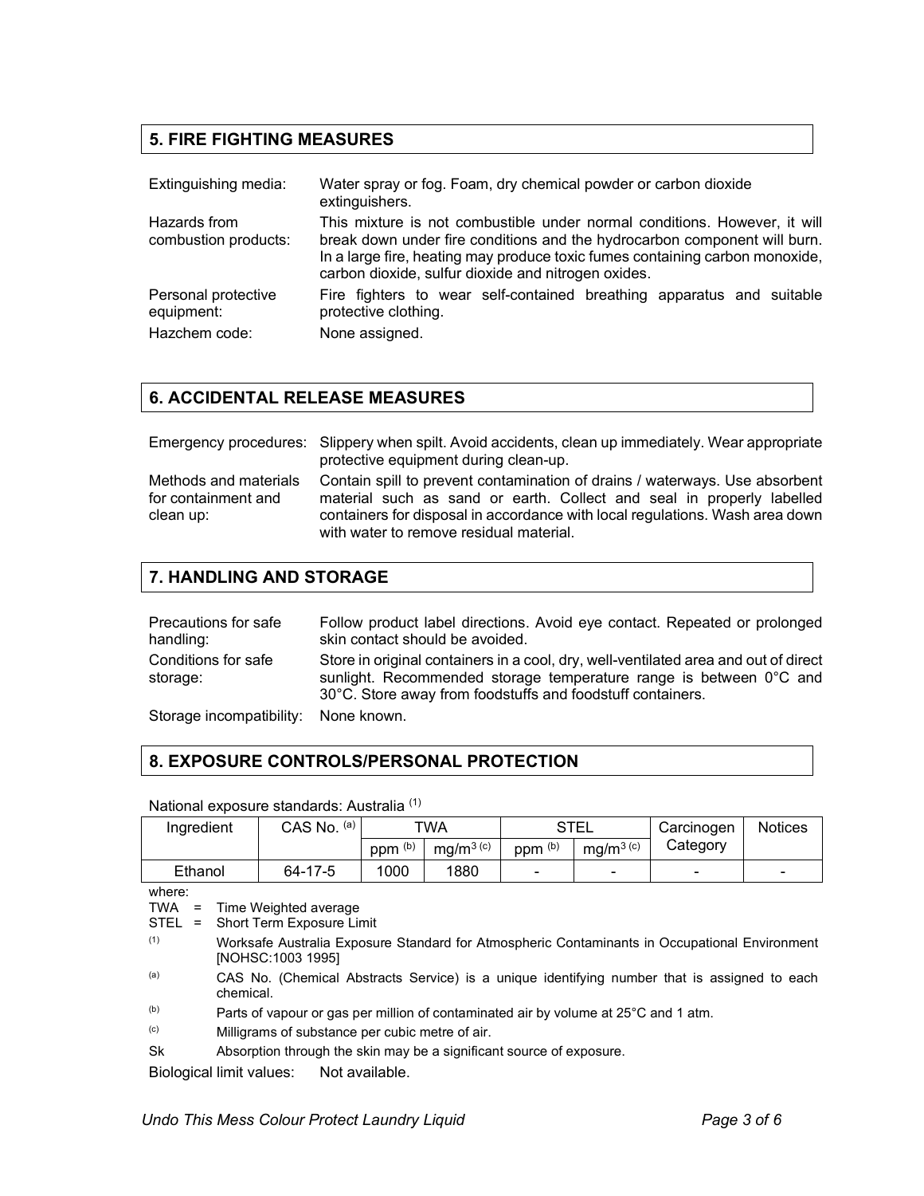## 5. FIRE FIGHTING MEASURES

Extinguishing media: Water spray or fog. Foam, dry chemical powder or carbon dioxide extinguishers.

Hazards from combustion products: This mixture is not combustible under normal conditions. However, it will break down under fire conditions and the hydrocarbon component will burn. In a large fire, heating may produce toxic fumes containing carbon monoxide, carbon dioxide, sulfur dioxide and nitrogen oxides.

Personal protective equipment: Fire fighters to wear self-contained breathing apparatus and suitable protective clothing.

Hazchem code: None assigned.

## 6. ACCIDENTAL RELEASE MEASURES

Emergency procedures: Slippery when spilt. Avoid accidents, clean up immediately. Wear appropriate protective equipment during clean-up.

Methods and materials for containment and clean up: Contain spill to prevent contamination of drains / waterways. Use absorbent material such as sand or earth. Collect and seal in properly labelled containers for disposal in accordance with local regulations. Wash area down with water to remove residual material.

## 7. HANDLING AND STORAGE

Precautions for safe handling: Follow product label directions. Avoid eye contact. Repeated or prolonged skin contact should be avoided.

Conditions for safe storage: Store in original containers in a cool, dry, well-ventilated area and out of direct sunlight. Recommended storage temperature range is between 0°C and 30°C. Store away from foodstuffs and foodstuff containers.

Storage incompatibility: None known.

## 8. EXPOSURE CONTROLS/PERSONAL PROTECTION

National exposure standards: Australia [(1)]

| Ingredient | CAS No. [(a)] | TWA | | STEL | | Carcinogen Category | Notices |
|---|---|---|---|---|---|---|---|
| | | ppm [(b)] | $mg/m^3$ [(c)] | ppm [(b)] | $mg/m^3$ [(c)] | | |
| Ethanol | 64-17-5 | 1000 | 1880 | - | - | - | - |

where:

TWA = Time Weighted average

STEL = Short Term Exposure Limit

(1) Worksafe Australia Exposure Standard for Atmospheric Contaminants in Occupational Environment [NOHSC:1003 1995]

(a) CAS No. (Chemical Abstracts Service) is a unique identifying number that is assigned to each chemical.

(b) Parts of vapour or gas per million of contaminated air by volume at 25°C and 1 atm.

(c) Milligrams of substance per cubic metre of air.

Sk Absorption through the skin may be a significant source of exposure.

Biological limit values: Not available.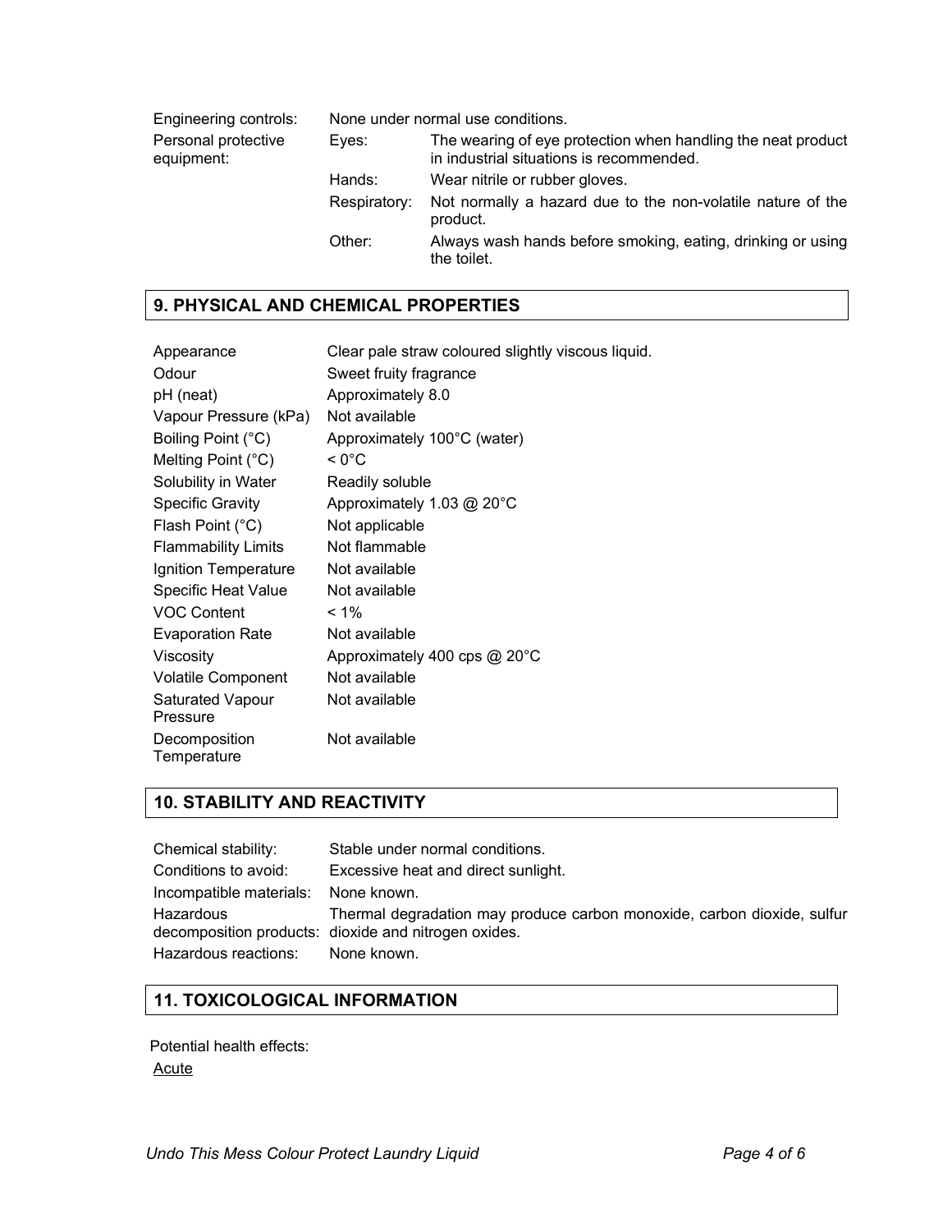| | | |
|---|---|---|
| Engineering controls: | None under normal use conditions. | |
| Personal protective equipment: | Eyes: | The wearing of eye protection when handling the neat product in industrial situations is recommended. |
| | Hands: | Wear nitrile or rubber gloves. |
| | Respiratory: | Not normally a hazard due to the non-volatile nature of the product. |
| | Other: | Always wash hands before smoking, eating, drinking or using the toilet. |

## 9. PHYSICAL AND CHEMICAL PROPERTIES

| | |
|---|---|
| Appearance | Clear pale straw coloured slightly viscous liquid. |
| Odour | Sweet fruity fragrance |
| pH (neat) | Approximately 8.0 |
| Vapour Pressure (kPa) | Not available |
| Boiling Point (°C) | Approximately 100°C (water) |
| Melting Point (°C) | < 0°C |
| Solubility in Water | Readily soluble |
| Specific Gravity | Approximately 1.03 @ 20°C |
| Flash Point (°C) | Not applicable |
| Flammability Limits | Not flammable |
| Ignition Temperature | Not available |
| Specific Heat Value | Not available |
| VOC Content | < 1% |
| Evaporation Rate | Not available |
| Viscosity | Approximately 400 cps @ 20°C |
| Volatile Component | Not available |
| Saturated Vapour Pressure | Not available |
| Decomposition Temperature | Not available |

## 10. STABILITY AND REACTIVITY

| | |
|---|---|
| Chemical stability: | Stable under normal conditions. |
| Conditions to avoid: | Excessive heat and direct sunlight. |
| Incompatible materials: | None known. |
| Hazardous decomposition products: | Thermal degradation may produce carbon monoxide, carbon dioxide, sulfur dioxide and nitrogen oxides. |
| Hazardous reactions: | None known. |

## 11. TOXICOLOGICAL INFORMATION

Potential health effects:

<u>Acute</u>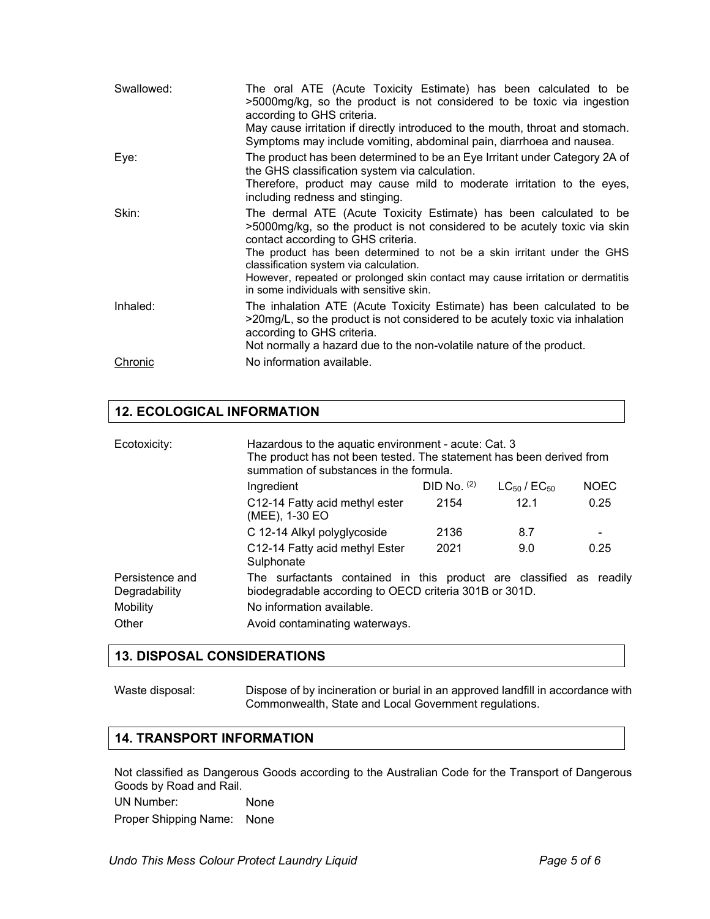| | |
|---|---|
| Swallowed: | The oral ATE (Acute Toxicity Estimate) has been calculated to be >5000mg/kg, so the product is not considered to be toxic via ingestion according to GHS criteria. May cause irritation if directly introduced to the mouth, throat and stomach. Symptoms may include vomiting, abdominal pain, diarrhoea and nausea. |
| Eye: | The product has been determined to be an Eye Irritant under Category 2A of the GHS classification system via calculation. Therefore, product may cause mild to moderate irritation to the eyes, including redness and stinging. |
| Skin: | The dermal ATE (Acute Toxicity Estimate) has been calculated to be >5000mg/kg, so the product is not considered to be acutely toxic via skin contact according to GHS criteria. The product has been determined to not be a skin irritant under the GHS classification system via calculation. However, repeated or prolonged skin contact may cause irritation or dermatitis in some individuals with sensitive skin. |
| Inhaled: | The inhalation ATE (Acute Toxicity Estimate) has been calculated to be >20mg/L, so the product is not considered to be acutely toxic via inhalation according to GHS criteria. Not normally a hazard due to the non-volatile nature of the product. |
| Chronic | No information available. |

## 12. ECOLOGICAL INFORMATION

Ecotoxicity: Hazardous to the aquatic environment - acute: Cat. 3
The product has not been tested. The statement has been derived from summation of substances in the formula.

| Ingredient | DID No. [2] | $LC_{50}$ / $EC_{50}$ | NOEC |
|---|---|---|---|
| C12-14 Fatty acid methyl ester (MEE), 1-30 EO | 2154 | 12.1 | 0.25 |
| C 12-14 Alkyl polyglycoside | 2136 | 8.7 | - |
| C12-14 Fatty acid methyl Ester Sulphonate | 2021 | 9.0 | 0.25 |

| | |
|---|---|
| Persistence and Degradability | The surfactants contained in this product are classified as readily biodegradable according to OECD criteria 301B or 301D. |
| Mobility | No information available. |
| Other | Avoid contaminating waterways. |

## 13. DISPOSAL CONSIDERATIONS

Waste disposal: Dispose of by incineration or burial in an approved landfill in accordance with Commonwealth, State and Local Government regulations.

## 14. TRANSPORT INFORMATION

Not classified as Dangerous Goods according to the Australian Code for the Transport of Dangerous Goods by Road and Rail.

UN Number: None

Proper Shipping Name: None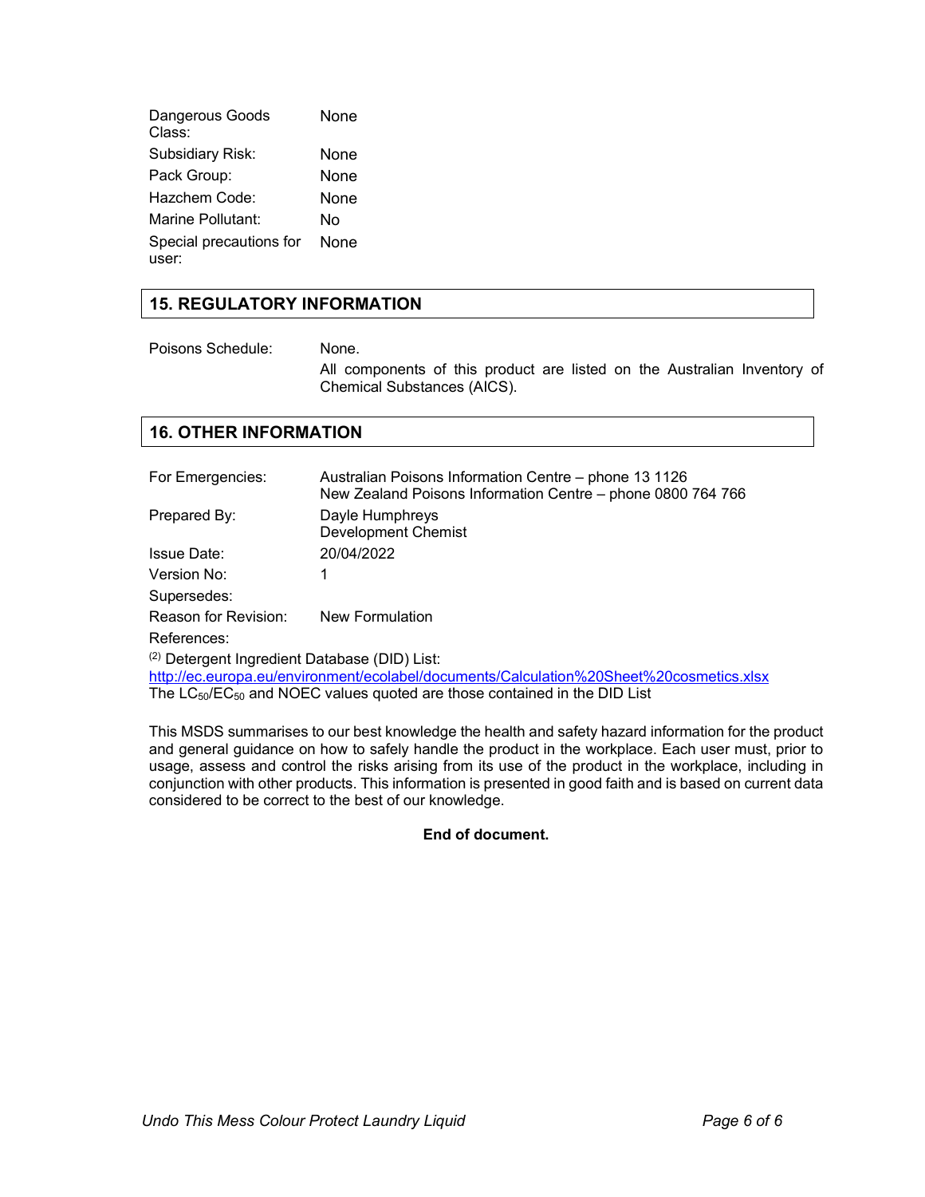| | |
|---|---|
| Dangerous Goods Class: | None |
| Subsidiary Risk: | None |
| Pack Group: | None |
| Hazchem Code: | None |
| Marine Pollutant: | No |
| Special precautions for user: | None |

## 15. REGULATORY INFORMATION

| | |
|---|---|
| Poisons Schedule: | None. |
| | All components of this product are listed on the Australian Inventory of Chemical Substances (AICS). |

## 16. OTHER INFORMATION

| | |
|---|---|
| For Emergencies: | Australian Poisons Information Centre – phone 13 1126<br>New Zealand Poisons Information Centre – phone 0800 764 766 |
| Prepared By: | Dayle Humphreys<br>Development Chemist |
| Issue Date: | 20/04/2022 |
| Version No: | 1 |
| Supersedes: | |
| Reason for Revision: | New Formulation |

References:

(2) Detergent Ingredient Database (DID) List:
http://ec.europa.eu/environment/ecolabel/documents/Calculation%20Sheet%20cosmetics.xlsx
The $LC_{50}$/$EC_{50}$ and NOEC values quoted are those contained in the DID List

This MSDS summarises to our best knowledge the health and safety hazard information for the product and general guidance on how to safely handle the product in the workplace. Each user must, prior to usage, assess and control the risks arising from its use of the product in the workplace, including in conjunction with other products. This information is presented in good faith and is based on current data considered to be correct to the best of our knowledge.

**End of document.**